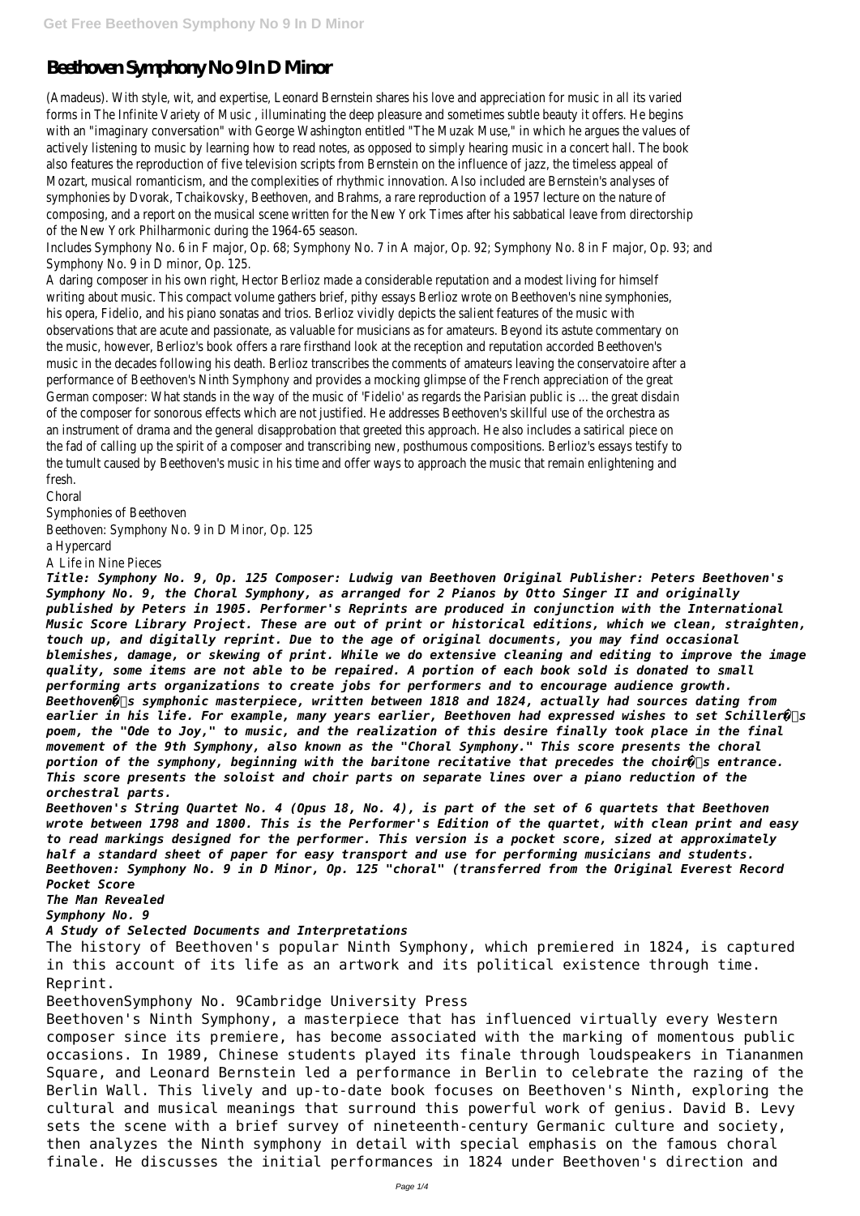# Beethoven Symphony No 9 In D Minor

(Amadeus). With style, wit, and expertise, Leonard Bernstein shares his love and appreciation for music in all its varied forms in The Infinite Variety of Music , illuminating the deep pleasure and sometimes subtle beauty it offers. He begins with an "imaginary conversation" with George Washington entitled "The Muzak Muse," in which he argues the values of actively listening to music by learning how to read notes, as opposed to simply hearing music in a concert hall. The book also features the reproduction of five television scripts from Bernstein on the influence of jazz, the timeless appeal of Mozart, musical romanticism, and the complexities of rhythmic innovation. Also included are Bernstein's analyses of symphonies by Dvorak, Tchaikovsky, Beethoven, and Brahms, a rare reproduction of a 1957 lecture on the nature of composing, and a report on the musical scene written for the New York Times after his sabbatical leave from directorship of the New York Philharmonic during the 1964-65 season.

Includes Symphony No. 6 in F major, Op. 68; Symphony No. 7 in A major, Op. 92; Symphony No. 8 in F major, Op. 93; and Symphony No. 9 in D minor, Op. 125.

A daring composer in his own right, Hector Berlioz made a considerable reputation and a modest living for himself writing about music. This compact volume gathers brief, pithy essays Berlioz wrote on Beethoven's nine symphonies, his opera, Fidelio, and his piano sonatas and trios. Berlioz vividly depicts the salient features of the music with observations that are acute and passionate, as valuable for musicians as for amateurs. Beyond its astute commentary on the music, however, Berlioz's book offers a rare firsthand look at the reception and reputation accorded Beethoven's music in the decades following his death. Berlioz transcribes the comments of amateurs leaving the conservatoire after a performance of Beethoven's Ninth Symphony and provides a mocking glimpse of the French appreciation of the great German composer: What stands in the way of the music of 'Fidelio' as regards the Parisian public is ... the great disdain of the composer for sonorous effects which are not justified. He addresses Beethoven's skillful use of the orchestra as an instrument of drama and the general disapprobation that greeted this approach. He also includes a satirical piece on the fad of calling up the spirit of a composer and transcribing new, posthumous compositions. Berlioz's essays testify to the tumult caused by Beethoven's music in his time and offer ways to approach the music that remain enlightening and fresh.

Choral

Symphonies of Beethoven

Beethoven: Symphony No. 9 in D Minor, Op. 125

a Hypercard

A Life in Nine Pieces

***Title: Symphony No. 9, Op. 125 Composer: Ludwig van Beethoven Original Publisher: Peters Beethoven's Symphony No. 9, the Choral Symphony, as arranged for 2 Pianos by Otto Singer II and originally published by Peters in 1905. Performer's Reprints are produced in conjunction with the International Music Score Library Project. These are out of print or historical editions, which we clean, straighten, touch up, and digitally reprint. Due to the age of original documents, you may find occasional blemishes, damage, or skewing of print. While we do extensive cleaning and editing to improve the image quality, some items are not able to be repaired. A portion of each book sold is donated to small performing arts organizations to create jobs for performers and to encourage audience growth.***

***Beethoven�s symphonic masterpiece, written between 1818 and 1824, actually had sources dating from earlier in his life. For example, many years earlier, Beethoven had expressed wishes to set Schiller�s poem, the "Ode to Joy," to music, and the realization of this desire finally took place in the final movement of the 9th Symphony, also known as the "Choral Symphony." This score presents the choral portion of the symphony, beginning with the baritone recitative that precedes the choir�s entrance. This score presents the soloist and choir parts on separate lines over a piano reduction of the orchestral parts.***

***Beethoven's String Quartet No. 4 (Opus 18, No. 4), is part of the set of 6 quartets that Beethoven wrote between 1798 and 1800. This is the Performer's Edition of the quartet, with clean print and easy to read markings designed for the performer. This version is a pocket score, sized at approximately half a standard sheet of paper for easy transport and use for performing musicians and students.***

***Beethoven: Symphony No. 9 in D Minor, Op. 125 "choral" (transferred from the Original Everest Record Pocket Score***

***The Man Revealed***

***Symphony No. 9***

***A Study of Selected Documents and Interpretations***

The history of Beethoven's popular Ninth Symphony, which premiered in 1824, is captured in this account of its life as an artwork and its political existence through time. Reprint.

BeethovenSymphony No. 9Cambridge University Press

Beethoven's Ninth Symphony, a masterpiece that has influenced virtually every Western composer since its premiere, has become associated with the marking of momentous public occasions. In 1989, Chinese students played its finale through loudspeakers in Tiananmen Square, and Leonard Bernstein led a performance in Berlin to celebrate the razing of the Berlin Wall. This lively and up-to-date book focuses on Beethoven's Ninth, exploring the cultural and musical meanings that surround this powerful work of genius. David B. Levy sets the scene with a brief survey of nineteenth-century Germanic culture and society, then analyzes the Ninth symphony in detail with special emphasis on the famous choral finale. He discusses the initial performances in 1824 under Beethoven's direction and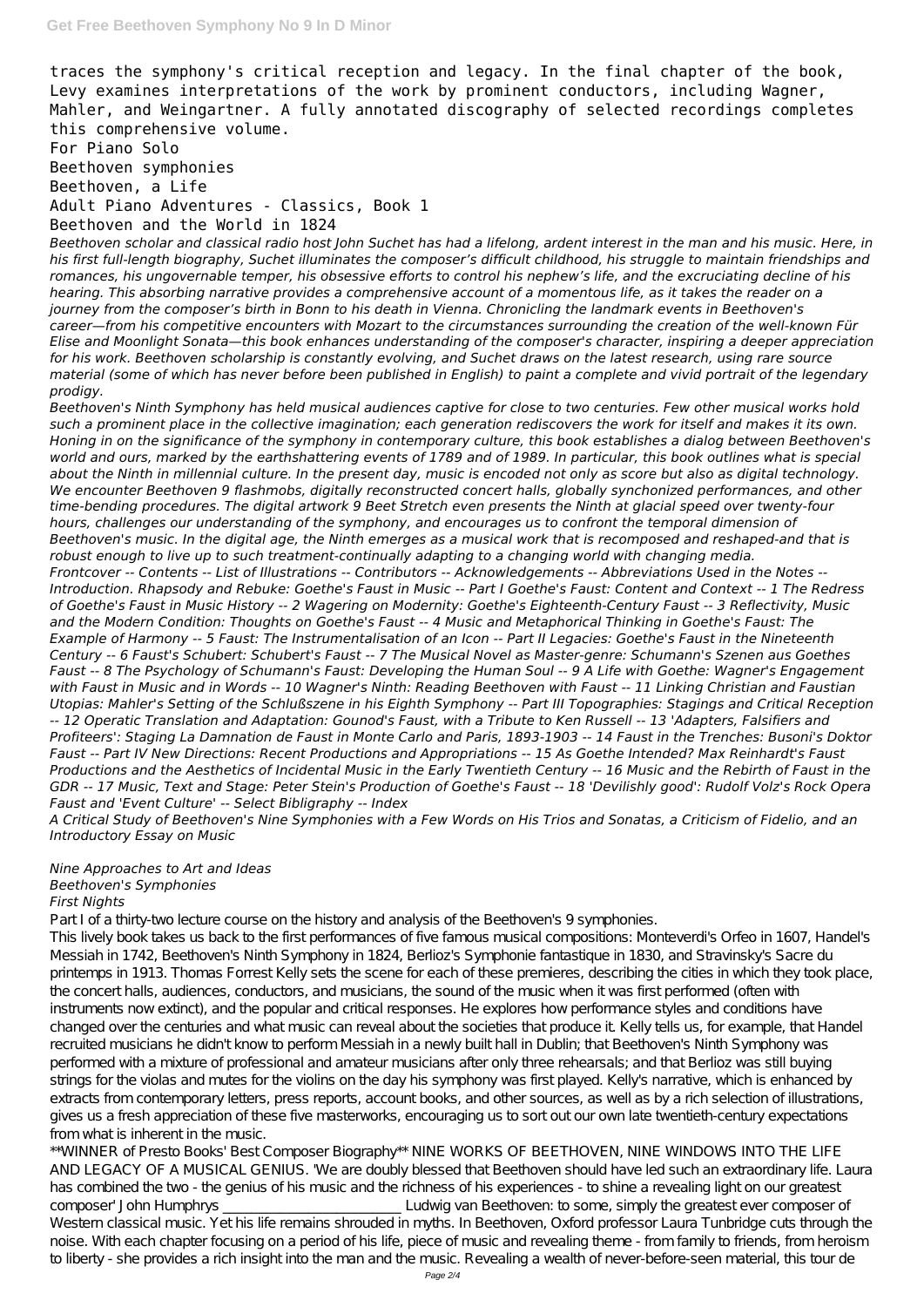traces the symphony's critical reception and legacy. In the final chapter of the book, Levy examines interpretations of the work by prominent conductors, including Wagner, Mahler, and Weingartner. A fully annotated discography of selected recordings completes this comprehensive volume.

For Piano Solo

Beethoven symphonies

Beethoven, a Life

Adult Piano Adventures - Classics, Book 1

Beethoven and the World in 1824

*Beethoven scholar and classical radio host John Suchet has had a lifelong, ardent interest in the man and his music. Here, in his first full-length biography, Suchet illuminates the composer's difficult childhood, his struggle to maintain friendships and romances, his ungovernable temper, his obsessive efforts to control his nephew's life, and the excruciating decline of his hearing. This absorbing narrative provides a comprehensive account of a momentous life, as it takes the reader on a journey from the composer's birth in Bonn to his death in Vienna. Chronicling the landmark events in Beethoven's career—from his competitive encounters with Mozart to the circumstances surrounding the creation of the well-known Für Elise and Moonlight Sonata—this book enhances understanding of the composer's character, inspiring a deeper appreciation for his work. Beethoven scholarship is constantly evolving, and Suchet draws on the latest research, using rare source material (some of which has never before been published in English) to paint a complete and vivid portrait of the legendary prodigy.*

*Beethoven's Ninth Symphony has held musical audiences captive for close to two centuries. Few other musical works hold such a prominent place in the collective imagination; each generation rediscovers the work for itself and makes it its own. Honing in on the significance of the symphony in contemporary culture, this book establishes a dialog between Beethoven's world and ours, marked by the earthshattering events of 1789 and of 1989. In particular, this book outlines what is special about the Ninth in millennial culture. In the present day, music is encoded not only as score but also as digital technology. We encounter Beethoven 9 flashmobs, digitally reconstructed concert halls, globally synchonized performances, and other time-bending procedures. The digital artwork 9 Beet Stretch even presents the Ninth at glacial speed over twenty-four hours, challenges our understanding of the symphony, and encourages us to confront the temporal dimension of Beethoven's music. In the digital age, the Ninth emerges as a musical work that is recomposed and reshaped-and that is robust enough to live up to such treatment-continually adapting to a changing world with changing media.*

*Frontcover -- Contents -- List of Illustrations -- Contributors -- Acknowledgements -- Abbreviations Used in the Notes -- Introduction. Rhapsody and Rebuke: Goethe's Faust in Music -- Part I Goethe's Faust: Content and Context -- 1 The Redress of Goethe's Faust in Music History -- 2 Wagering on Modernity: Goethe's Eighteenth-Century Faust -- 3 Reflectivity, Music and the Modern Condition: Thoughts on Goethe's Faust -- 4 Music and Metaphorical Thinking in Goethe's Faust: The Example of Harmony -- 5 Faust: The Instrumentalisation of an Icon -- Part II Legacies: Goethe's Faust in the Nineteenth Century -- 6 Faust's Schubert: Schubert's Faust -- 7 The Musical Novel as Master-genre: Schumann's Szenen aus Goethes Faust -- 8 The Psychology of Schumann's Faust: Developing the Human Soul -- 9 A Life with Goethe: Wagner's Engagement with Faust in Music and in Words -- 10 Wagner's Ninth: Reading Beethoven with Faust -- 11 Linking Christian and Faustian Utopias: Mahler's Setting of the Schlußszene in his Eighth Symphony -- Part III Topographies: Stagings and Critical Reception -- 12 Operatic Translation and Adaptation: Gounod's Faust, with a Tribute to Ken Russell -- 13 'Adapters, Falsifiers and Profiteers': Staging La Damnation de Faust in Monte Carlo and Paris, 1893-1903 -- 14 Faust in the Trenches: Busoni's Doktor Faust -- Part IV New Directions: Recent Productions and Appropriations -- 15 As Goethe Intended? Max Reinhardt's Faust Productions and the Aesthetics of Incidental Music in the Early Twentieth Century -- 16 Music and the Rebirth of Faust in the GDR -- 17 Music, Text and Stage: Peter Stein's Production of Goethe's Faust -- 18 'Devilishly good': Rudolf Volz's Rock Opera Faust and 'Event Culture' -- Select Bibligraphy -- Index*

*A Critical Study of Beethoven's Nine Symphonies with a Few Words on His Trios and Sonatas, a Criticism of Fidelio, and an Introductory Essay on Music*

*Nine Approaches to Art and Ideas*

*Beethoven's Symphonies*

*First Nights*

Part I of a thirty-two lecture course on the history and analysis of the Beethoven's 9 symphonies.

This lively book takes us back to the first performances of five famous musical compositions: Monteverdi's Orfeo in 1607, Handel's Messiah in 1742, Beethoven's Ninth Symphony in 1824, Berlioz's Symphonie fantastique in 1830, and Stravinsky's Sacre du printemps in 1913. Thomas Forrest Kelly sets the scene for each of these premieres, describing the cities in which they took place, the concert halls, audiences, conductors, and musicians, the sound of the music when it was first performed (often with instruments now extinct), and the popular and critical responses. He explores how performance styles and conditions have changed over the centuries and what music can reveal about the societies that produce it. Kelly tells us, for example, that Handel recruited musicians he didn't know to perform Messiah in a newly built hall in Dublin; that Beethoven's Ninth Symphony was performed with a mixture of professional and amateur musicians after only three rehearsals; and that Berlioz was still buying strings for the violas and mutes for the violins on the day his symphony was first played. Kelly's narrative, which is enhanced by extracts from contemporary letters, press reports, account books, and other sources, as well as by a rich selection of illustrations, gives us a fresh appreciation of these five masterworks, encouraging us to sort out our own late twentieth-century expectations from what is inherent in the music.

**WINNER of Presto Books' Best Composer Biography** NINE WORKS OF BEETHOVEN, NINE WINDOWS INTO THE LIFE AND LEGACY OF A MUSICAL GENIUS. 'We are doubly blessed that Beethoven should have led such an extraordinary life. Laura has combined the two - the genius of his music and the richness of his experiences - to shine a revealing light on our greatest composer' John Humphrys ________________________ Ludwig van Beethoven: to some, simply the greatest ever composer of Western classical music. Yet his life remains shrouded in myths. In Beethoven, Oxford professor Laura Tunbridge cuts through the noise. With each chapter focusing on a period of his life, piece of music and revealing theme - from family to friends, from heroism to liberty - she provides a rich insight into the man and the music. Revealing a wealth of never-before-seen material, this tour de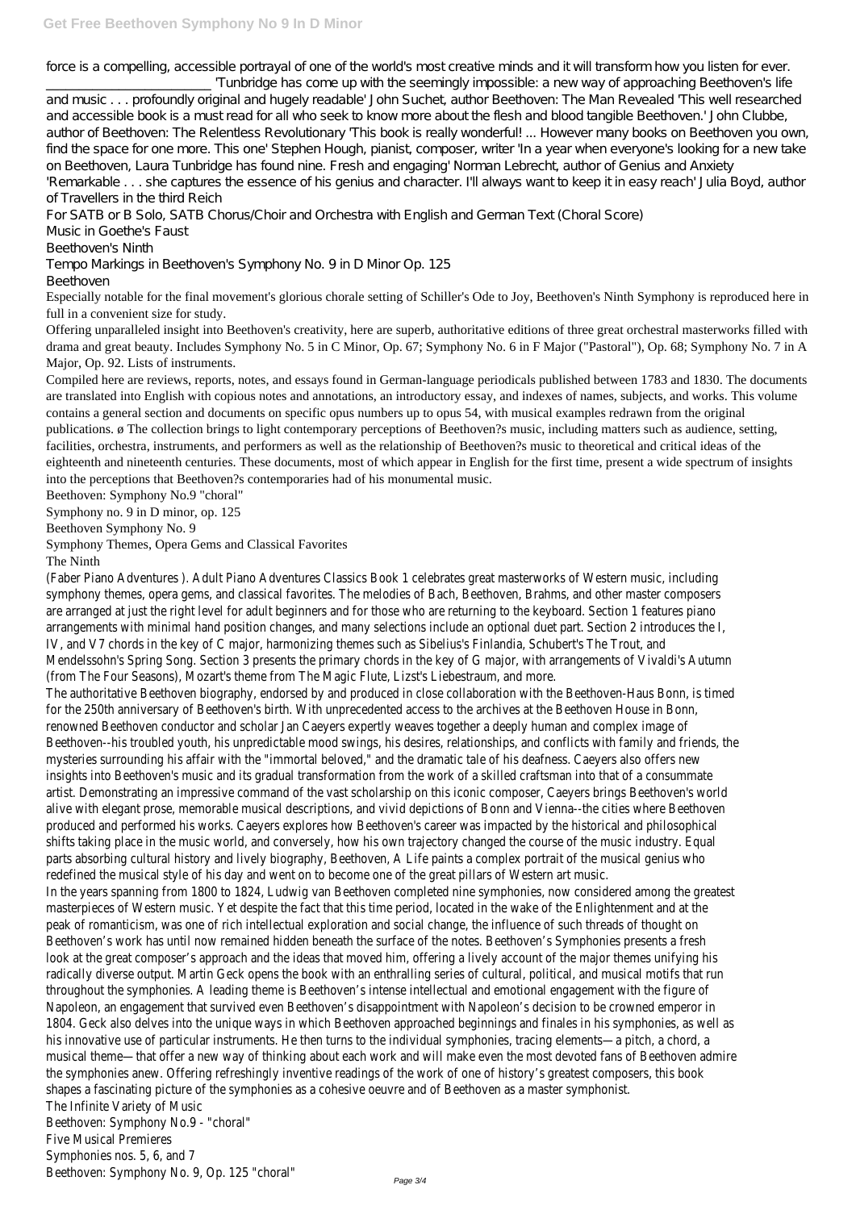force is a compelling, accessible portrayal of one of the world's most creative minds and it will transform how you listen for ever. ________________________ 'Tunbridge has come up with the seemingly impossible: a new way of approaching Beethoven's life and music . . . profoundly original and hugely readable' John Suchet, author Beethoven: The Man Revealed 'This well researched and accessible book is a must read for all who seek to know more about the flesh and blood tangible Beethoven.' John Clubbe, author of Beethoven: The Relentless Revolutionary 'This book is really wonderful! ... However many books on Beethoven you own, find the space for one more. This one' Stephen Hough, pianist, composer, writer 'In a year when everyone's looking for a new take on Beethoven, Laura Tunbridge has found nine. Fresh and engaging' Norman Lebrecht, author of Genius and Anxiety 'Remarkable . . . she captures the essence of his genius and character. I'll always want to keep it in easy reach' Julia Boyd, author of Travellers in the third Reich

For SATB or B Solo, SATB Chorus/Choir and Orchestra with English and German Text (Choral Score)

Music in Goethe's Faust

Beethoven's Ninth

Tempo Markings in Beethoven's Symphony No. 9 in D Minor Op. 125

Beethoven

Especially notable for the final movement's glorious chorale setting of Schiller's Ode to Joy, Beethoven's Ninth Symphony is reproduced here in full in a convenient size for study.

Offering unparalleled insight into Beethoven's creativity, here are superb, authoritative editions of three great orchestral masterworks filled with drama and great beauty. Includes Symphony No. 5 in C Minor, Op. 67; Symphony No. 6 in F Major ("Pastoral"), Op. 68; Symphony No. 7 in A Major, Op. 92. Lists of instruments.

Compiled here are reviews, reports, notes, and essays found in German-language periodicals published between 1783 and 1830. The documents are translated into English with copious notes and annotations, an introductory essay, and indexes of names, subjects, and works. This volume contains a general section and documents on specific opus numbers up to opus 54, with musical examples redrawn from the original publications. ø The collection brings to light contemporary perceptions of Beethoven?s music, including matters such as audience, setting, facilities, orchestra, instruments, and performers as well as the relationship of Beethoven?s music to theoretical and critical ideas of the eighteenth and nineteenth centuries. These documents, most of which appear in English for the first time, present a wide spectrum of insights into the perceptions that Beethoven?s contemporaries had of his monumental music.

Beethoven: Symphony No.9 "choral"

Symphony no. 9 in D minor, op. 125

Beethoven Symphony No. 9

Symphony Themes, Opera Gems and Classical Favorites

The Ninth

(Faber Piano Adventures ). Adult Piano Adventures Classics Book 1 celebrates great masterworks of Western music, including symphony themes, opera gems, and classical favorites. The melodies of Bach, Beethoven, Brahms, and other master composers are arranged at just the right level for adult beginners and for those who are returning to the keyboard. Section 1 features piano arrangements with minimal hand position changes, and many selections include an optional duet part. Section 2 introduces the I, IV, and V7 chords in the key of C major, harmonizing themes such as Sibelius's Finlandia, Schubert's The Trout, and Mendelssohn's Spring Song. Section 3 presents the primary chords in the key of G major, with arrangements of Vivaldi's Autumn (from The Four Seasons), Mozart's theme from The Magic Flute, Liszt's Liebestraum, and more.

The authoritative Beethoven biography, endorsed by and produced in close collaboration with the Beethoven-Haus Bonn, is timed for the 250th anniversary of Beethoven's birth. With unprecedented access to the archives at the Beethoven House in Bonn, renowned Beethoven conductor and scholar Jan Caeyers expertly weaves together a deeply human and complex image of Beethoven--his troubled youth, his unpredictable mood swings, his desires, relationships, and conflicts with family and friends, the mysteries surrounding his affair with the "immortal beloved," and the dramatic tale of his deafness. Caeyers also offers new insights into Beethoven's music and its gradual transformation from the work of a skilled craftsman into that of a consummate artist. Demonstrating an impressive command of the vast scholarship on this iconic composer, Caeyers brings Beethoven's world alive with elegant prose, memorable musical descriptions, and vivid depictions of Bonn and Vienna--the cities where Beethoven produced and performed his works. Caeyers explores how Beethoven's career was impacted by the historical and philosophical shifts taking place in the music world, and conversely, how his own trajectory changed the course of the music industry. Equal parts absorbing cultural history and lively biography, Beethoven, A Life paints a complex portrait of the musical genius who redefined the musical style of his day and went on to become one of the great pillars of Western art music.

In the years spanning from 1800 to 1824, Ludwig van Beethoven completed nine symphonies, now considered among the greatest masterpieces of Western music. Yet despite the fact that this time period, located in the wake of the Enlightenment and at the peak of romanticism, was one of rich intellectual exploration and social change, the influence of such threads of thought on Beethoven's work has until now remained hidden beneath the surface of the notes. Beethoven's Symphonies presents a fresh look at the great composer's approach and the ideas that moved him, offering a lively account of the major themes unifying his radically diverse output. Martin Geck opens the book with an enthralling series of cultural, political, and musical motifs that run throughout the symphonies. A leading theme is Beethoven's intense intellectual and emotional engagement with the figure of Napoleon, an engagement that survived even Beethoven's disappointment with Napoleon's decision to be crowned emperor in 1804. Geck also delves into the unique ways in which Beethoven approached beginnings and finales in his symphonies, as well as his innovative use of particular instruments. He then turns to the individual symphonies, tracing elements—a pitch, a chord, a musical theme—that offer a new way of thinking about each work and will make even the most devoted fans of Beethoven admire the symphonies anew. Offering refreshingly inventive readings of the work of one of history's greatest composers, this book shapes a fascinating picture of the symphonies as a cohesive oeuvre and of Beethoven as a master symphonist.

The Infinite Variety of Music

Beethoven: Symphony No.9 - "choral"

Five Musical Premieres

Symphonies nos. 5, 6, and 7

Beethoven: Symphony No. 9, Op. 125 "choral"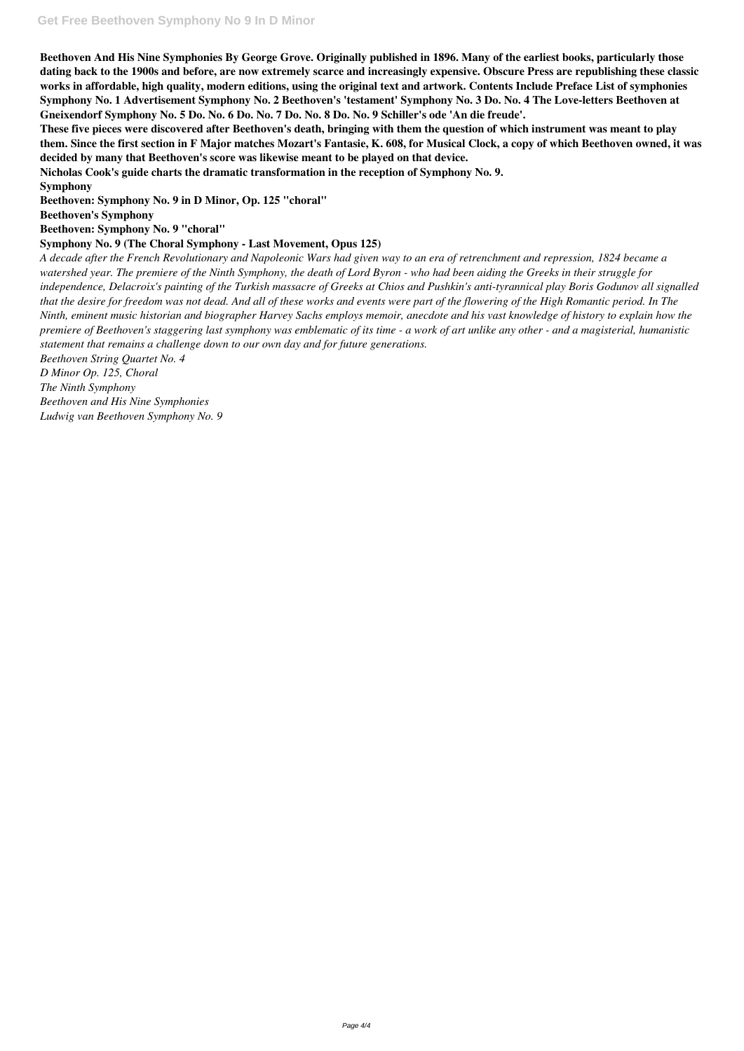**Beethoven And His Nine Symphonies By George Grove. Originally published in 1896. Many of the earliest books, particularly those dating back to the 1900s and before, are now extremely scarce and increasingly expensive. Obscure Press are republishing these classic works in affordable, high quality, modern editions, using the original text and artwork. Contents Include Preface List of symphonies Symphony No. 1 Advertisement Symphony No. 2 Beethoven's 'testament' Symphony No. 3 Do. No. 4 The Love-letters Beethoven at Gneixendorf Symphony No. 5 Do. No. 6 Do. No. 7 Do. No. 8 Do. No. 9 Schiller's ode 'An die freude'.**

**These five pieces were discovered after Beethoven's death, bringing with them the question of which instrument was meant to play them. Since the first section in F Major matches Mozart's Fantasie, K. 608, for Musical Clock, a copy of which Beethoven owned, it was decided by many that Beethoven's score was likewise meant to be played on that device.**

**Nicholas Cook's guide charts the dramatic transformation in the reception of Symphony No. 9.**

**Symphony**

**Beethoven: Symphony No. 9 in D Minor, Op. 125 "choral"**

**Beethoven's Symphony**

**Beethoven: Symphony No. 9 "choral"**

**Symphony No. 9 (The Choral Symphony - Last Movement, Opus 125)**

*A decade after the French Revolutionary and Napoleonic Wars had given way to an era of retrenchment and repression, 1824 became a watershed year. The premiere of the Ninth Symphony, the death of Lord Byron - who had been aiding the Greeks in their struggle for independence, Delacroix's painting of the Turkish massacre of Greeks at Chios and Pushkin's anti-tyrannical play Boris Godunov all signalled that the desire for freedom was not dead. And all of these works and events were part of the flowering of the High Romantic period. In The Ninth, eminent music historian and biographer Harvey Sachs employs memoir, anecdote and his vast knowledge of history to explain how the premiere of Beethoven's staggering last symphony was emblematic of its time - a work of art unlike any other - and a magisterial, humanistic statement that remains a challenge down to our own day and for future generations.*

*Beethoven String Quartet No. 4*

*D Minor Op. 125, Choral*

*The Ninth Symphony*

*Beethoven and His Nine Symphonies*

*Ludwig van Beethoven Symphony No. 9*